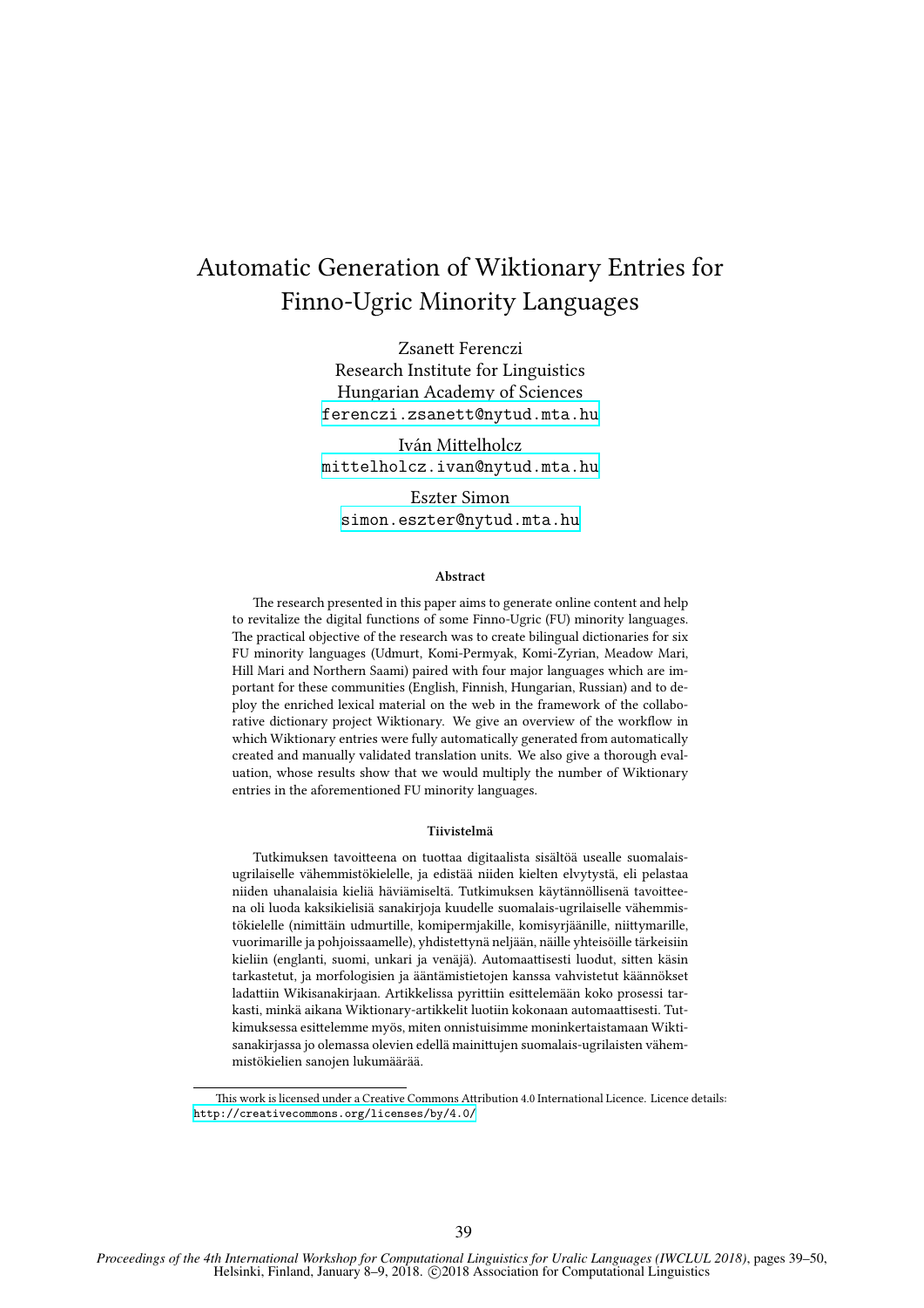# Automatic Generation of Wiktionary Entries for Finno-Ugric Minority Languages

Zsanett Ferenczi
Research Institute for Linguistics
Hungarian Academy of Sciences
ferenczi.zsanett@nytud.mta.hu

Iván Mittelholcz
mittelholcz.ivan@nytud.mta.hu

Eszter Simon
simon.eszter@nytud.mta.hu

### Abstract

The research presented in this paper aims to generate online content and help to revitalize the digital functions of some Finno-Ugric (FU) minority languages. The practical objective of the research was to create bilingual dictionaries for six FU minority languages (Udmurt, Komi-Permyak, Komi-Zyrian, Meadow Mari, Hill Mari and Northern Saami) paired with four major languages which are important for these communities (English, Finnish, Hungarian, Russian) and to deploy the enriched lexical material on the web in the framework of the collaborative dictionary project Wiktionary. We give an overview of the workflow in which Wiktionary entries were fully automatically generated from automatically created and manually validated translation units. We also give a thorough evaluation, whose results show that we would multiply the number of Wiktionary entries in the aforementioned FU minority languages.

### Tiivistelmä

Tutkimuksen tavoitteena on tuottaa digitaalista sisältöä usealle suomalais-ugrilaiselle vähemmistökielelle, ja edistää niiden kielten elvytystä, eli pelastaa niiden uhanalaisia kieliä häviämiseltä. Tutkimuksen käytännöllisenä tavoitteena oli luoda kaksikielisiä sanakirjoja kuudelle suomalais-ugrilaiselle vähemmistökielelle (nimittäin udmurtille, komipermjakille, komisyrjäänille, niittymarille, vuorimarille ja pohjoissaamelle), yhdistettynä neljään, näille yhteisöille tärkeisiin kieliin (englanti, suomi, unkari ja venäjä). Automaattisesti luodut, sitten käsin tarkastetut, ja morfologisien ja ääntämistietojen kanssa vahvistetut käännökset ladattiin Wikisanakirjaan. Artikkelissa pyrittiin esittelemään koko prosessi tarkasti, minkä aikana Wiktionary-artikkelit luotiin kokonaan automaattisesti. Tutkimuksessa esittelemme myös, miten onnistuisimme moninkertaistamaan Wikisanakirjassa jo olemassa olevien edellä mainittujen suomalais-ugrilaisten vähemmistökielien sanojen lukumäärää.

This work is licensed under a Creative Commons Attribution 4.0 International Licence. Licence details: http://creativecommons.org/licenses/by/4.0/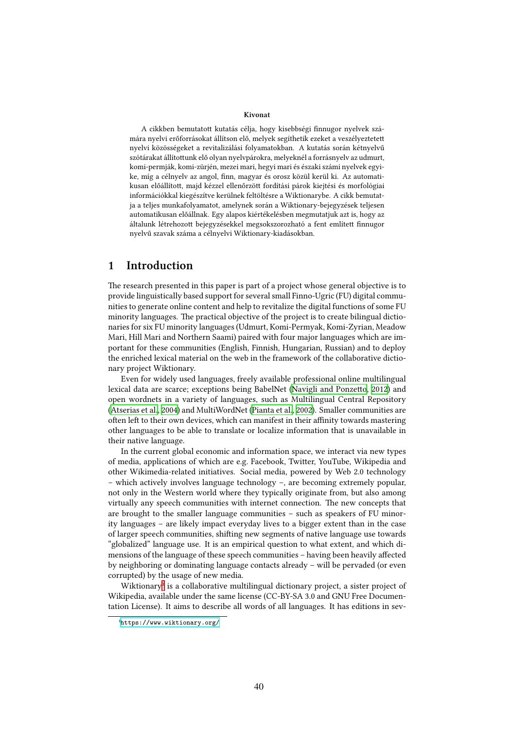**Kivonat**

A cikkben bemutatott kutatás célja, hogy kisebbségi finnugor nyelvek számára nyelvi erőforrásokat állítson elő, melyek segíthetik ezeket a veszélyeztetett nyelvi közösségeket a revitalizálási folyamatokban. A kutatás során kétnyelvű szótárakat állítottunk elő olyan nyelvpárokra, melyeknél a forrásnyelv az udmurt, komi-permják, komi-zürjén, mezei mari, hegyi mari és északi számi nyelvek egyike, míg a célnyelv az angol, finn, magyar és orosz közül kerül ki. Az automatikusan előállított, majd kézzel ellenőrzött fordítási párok kiejtési és morfológiai információkkal kiegészítve kerülnek feltöltésre a Wiktionarybe. A cikk bemutatja a teljes munkafolyamatot, amelynek során a Wiktionary-bejegyzések teljesen automatikusan előállnak. Egy alapos kiértékelésben megmutatjuk azt is, hogy az általunk létrehozott bejegyzésekkel megsokszorozható a fent említett finnugor nyelvű szavak száma a célnyelvi Wiktionary-kiadásokban.

## 1 Introduction

The research presented in this paper is part of a project whose general objective is to provide linguistically based support for several small Finno-Ugric (FU) digital communities to generate online content and help to revitalize the digital functions of some FU minority languages. The practical objective of the project is to create bilingual dictionaries for six FU minority languages (Udmurt, Komi-Permyak, Komi-Zyrian, Meadow Mari, Hill Mari and Northern Saami) paired with four major languages which are important for these communities (English, Finnish, Hungarian, Russian) and to deploy the enriched lexical material on the web in the framework of the collaborative dictionary project Wiktionary.

Even for widely used languages, freely available professional online multilingual lexical data are scarce; exceptions being BabelNet (Navigli and Ponzetto, 2012) and open wordnets in a variety of languages, such as Multilingual Central Repository (Atserias et al., 2004) and MultiWordNet (Pianta et al., 2002). Smaller communities are often left to their own devices, which can manifest in their affinity towards mastering other languages to be able to translate or localize information that is unavailable in their native language.

In the current global economic and information space, we interact via new types of media, applications of which are e.g. Facebook, Twitter, YouTube, Wikipedia and other Wikimedia-related initiatives. Social media, powered by Web 2.0 technology – which actively involves language technology –, are becoming extremely popular, not only in the Western world where they typically originate from, but also among virtually any speech communities with internet connection. The new concepts that are brought to the smaller language communities – such as speakers of FU minority languages – are likely impact everyday lives to a bigger extent than in the case of larger speech communities, shifting new segments of native language use towards "globalized" language use. It is an empirical question to what extent, and which dimensions of the language of these speech communities – having been heavily affected by neighboring or dominating language contacts already – will be pervaded (or even corrupted) by the usage of new media.

Wiktionary[1] is a collaborative multilingual dictionary project, a sister project of Wikipedia, available under the same license (CC-BY-SA 3.0 and GNU Free Documentation License). It aims to describe all words of all languages. It has editions in sev-

[1] https://www.wiktionary.org/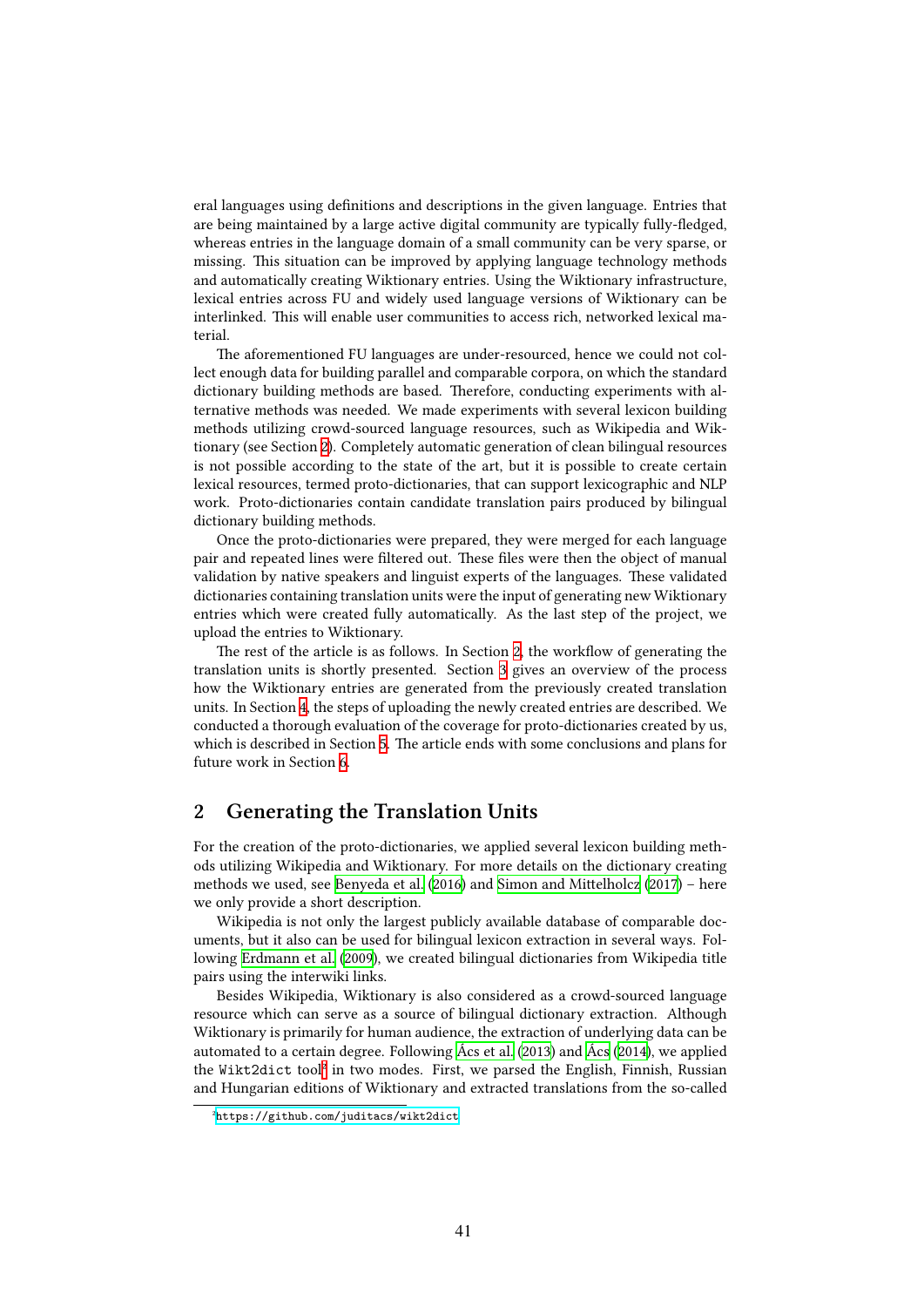eral languages using definitions and descriptions in the given language. Entries that are being maintained by a large active digital community are typically fully-fledged, whereas entries in the language domain of a small community can be very sparse, or missing. This situation can be improved by applying language technology methods and automatically creating Wiktionary entries. Using the Wiktionary infrastructure, lexical entries across FU and widely used language versions of Wiktionary can be interlinked. This will enable user communities to access rich, networked lexical material.

The aforementioned FU languages are under-resourced, hence we could not collect enough data for building parallel and comparable corpora, on which the standard dictionary building methods are based. Therefore, conducting experiments with alternative methods was needed. We made experiments with several lexicon building methods utilizing crowd-sourced language resources, such as Wikipedia and Wiktionary (see Section 2). Completely automatic generation of clean bilingual resources is not possible according to the state of the art, but it is possible to create certain lexical resources, termed proto-dictionaries, that can support lexicographic and NLP work. Proto-dictionaries contain candidate translation pairs produced by bilingual dictionary building methods.

Once the proto-dictionaries were prepared, they were merged for each language pair and repeated lines were filtered out. These files were then the object of manual validation by native speakers and linguist experts of the languages. These validated dictionaries containing translation units were the input of generating new Wiktionary entries which were created fully automatically. As the last step of the project, we upload the entries to Wiktionary.

The rest of the article is as follows. In Section 2, the workflow of generating the translation units is shortly presented. Section 3 gives an overview of the process how the Wiktionary entries are generated from the previously created translation units. In Section 4, the steps of uploading the newly created entries are described. We conducted a thorough evaluation of the coverage for proto-dictionaries created by us, which is described in Section 5. The article ends with some conclusions and plans for future work in Section 6.

## 2 Generating the Translation Units

For the creation of the proto-dictionaries, we applied several lexicon building methods utilizing Wikipedia and Wiktionary. For more details on the dictionary creating methods we used, see Benyeda et al. (2016) and Simon and Mittelholcz (2017) – here we only provide a short description.

Wikipedia is not only the largest publicly available database of comparable documents, but it also can be used for bilingual lexicon extraction in several ways. Following Erdmann et al. (2009), we created bilingual dictionaries from Wikipedia title pairs using the interwiki links.

Besides Wikipedia, Wiktionary is also considered as a crowd-sourced language resource which can serve as a source of bilingual dictionary extraction. Although Wiktionary is primarily for human audience, the extraction of underlying data can be automated to a certain degree. Following Ács et al. (2013) and Ács (2014), we applied the `Wikt2dict` tool[3] in two modes. First, we parsed the English, Finnish, Russian and Hungarian editions of Wiktionary and extracted translations from the so-called

[3] https://github.com/juditacs/wikt2dict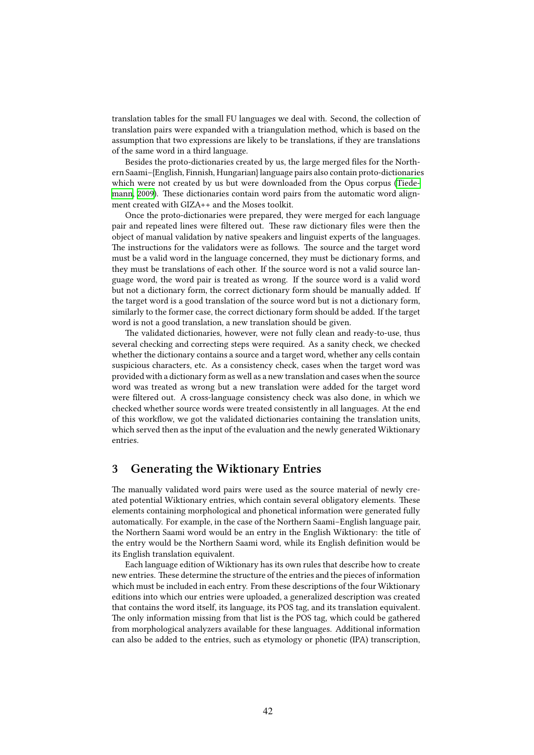translation tables for the small FU languages we deal with. Second, the collection of translation pairs were expanded with a triangulation method, which is based on the assumption that two expressions are likely to be translations, if they are translations of the same word in a third language.

Besides the proto-dictionaries created by us, the large merged files for the Northern Saami–{English, Finnish, Hungarian} language pairs also contain proto-dictionaries which were not created by us but were downloaded from the Opus corpus (Tiedemann, 2009). These dictionaries contain word pairs from the automatic word alignment created with GIZA++ and the Moses toolkit.

Once the proto-dictionaries were prepared, they were merged for each language pair and repeated lines were filtered out. These raw dictionary files were then the object of manual validation by native speakers and linguist experts of the languages. The instructions for the validators were as follows. The source and the target word must be a valid word in the language concerned, they must be dictionary forms, and they must be translations of each other. If the source word is not a valid source language word, the word pair is treated as wrong. If the source word is a valid word but not a dictionary form, the correct dictionary form should be manually added. If the target word is a good translation of the source word but is not a dictionary form, similarly to the former case, the correct dictionary form should be added. If the target word is not a good translation, a new translation should be given.

The validated dictionaries, however, were not fully clean and ready-to-use, thus several checking and correcting steps were required. As a sanity check, we checked whether the dictionary contains a source and a target word, whether any cells contain suspicious characters, etc. As a consistency check, cases when the target word was provided with a dictionary form as well as a new translation and cases when the source word was treated as wrong but a new translation were added for the target word were filtered out. A cross-language consistency check was also done, in which we checked whether source words were treated consistently in all languages. At the end of this workflow, we got the validated dictionaries containing the translation units, which served then as the input of the evaluation and the newly generated Wiktionary entries.

## 3 Generating the Wiktionary Entries

The manually validated word pairs were used as the source material of newly created potential Wiktionary entries, which contain several obligatory elements. These elements containing morphological and phonetical information were generated fully automatically. For example, in the case of the Northern Saami–English language pair, the Northern Saami word would be an entry in the English Wiktionary: the title of the entry would be the Northern Saami word, while its English definition would be its English translation equivalent.

Each language edition of Wiktionary has its own rules that describe how to create new entries. These determine the structure of the entries and the pieces of information which must be included in each entry. From these descriptions of the four Wiktionary editions into which our entries were uploaded, a generalized description was created that contains the word itself, its language, its POS tag, and its translation equivalent. The only information missing from that list is the POS tag, which could be gathered from morphological analyzers available for these languages. Additional information can also be added to the entries, such as etymology or phonetic (IPA) transcription,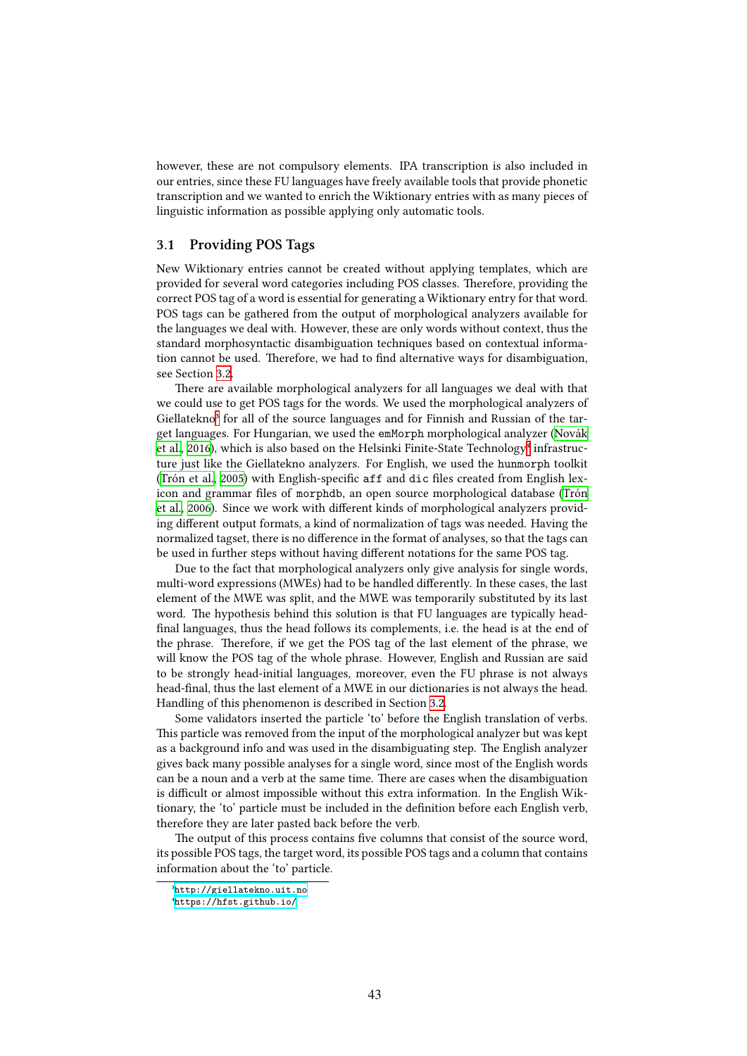however, these are not compulsory elements. IPA transcription is also included in our entries, since these FU languages have freely available tools that provide phonetic transcription and we wanted to enrich the Wiktionary entries with as many pieces of linguistic information as possible applying only automatic tools.

## 3.1 Providing POS Tags

New Wiktionary entries cannot be created without applying templates, which are provided for several word categories including POS classes. Therefore, providing the correct POS tag of a word is essential for generating a Wiktionary entry for that word. POS tags can be gathered from the output of morphological analyzers available for the languages we deal with. However, these are only words without context, thus the standard morphosyntactic disambiguation techniques based on contextual information cannot be used. Therefore, we had to find alternative ways for disambiguation, see Section 3.2.

There are available morphological analyzers for all languages we deal with that we could use to get POS tags for the words. We used the morphological analyzers of Giellatekno[3] for all of the source languages and for Finnish and Russian of the target languages. For Hungarian, we used the `emMorph` morphological analyzer (Novák et al., 2016), which is also based on the Helsinki Finite-State Technology[4] infrastructure just like the Giellatekno analyzers. For English, we used the `hunmorph` toolkit (Trón et al., 2005) with English-specific `aff` and `dic` files created from English lexicon and grammar files of `morphdb`, an open source morphological database (Trón et al., 2006). Since we work with different kinds of morphological analyzers providing different output formats, a kind of normalization of tags was needed. Having the normalized tagset, there is no difference in the format of analyses, so that the tags can be used in further steps without having different notations for the same POS tag.

Due to the fact that morphological analyzers only give analysis for single words, multi-word expressions (MWEs) had to be handled differently. In these cases, the last element of the MWE was split, and the MWE was temporarily substituted by its last word. The hypothesis behind this solution is that FU languages are typically head-final languages, thus the head follows its complements, i.e. the head is at the end of the phrase. Therefore, if we get the POS tag of the last element of the phrase, we will know the POS tag of the whole phrase. However, English and Russian are said to be strongly head-initial languages, moreover, even the FU phrase is not always head-final, thus the last element of a MWE in our dictionaries is not always the head. Handling of this phenomenon is described in Section 3.2.

Some validators inserted the particle 'to' before the English translation of verbs. This particle was removed from the input of the morphological analyzer but was kept as a background info and was used in the disambiguating step. The English analyzer gives back many possible analyses for a single word, since most of the English words can be a noun and a verb at the same time. There are cases when the disambiguation is difficult or almost impossible without this extra information. In the English Wiktionary, the 'to' particle must be included in the definition before each English verb, therefore they are later pasted back before the verb.

The output of this process contains five columns that consist of the source word, its possible POS tags, the target word, its possible POS tags and a column that contains information about the 'to' particle.

[3] http://giellatekno.uit.no
[4] https://hfst.github.io/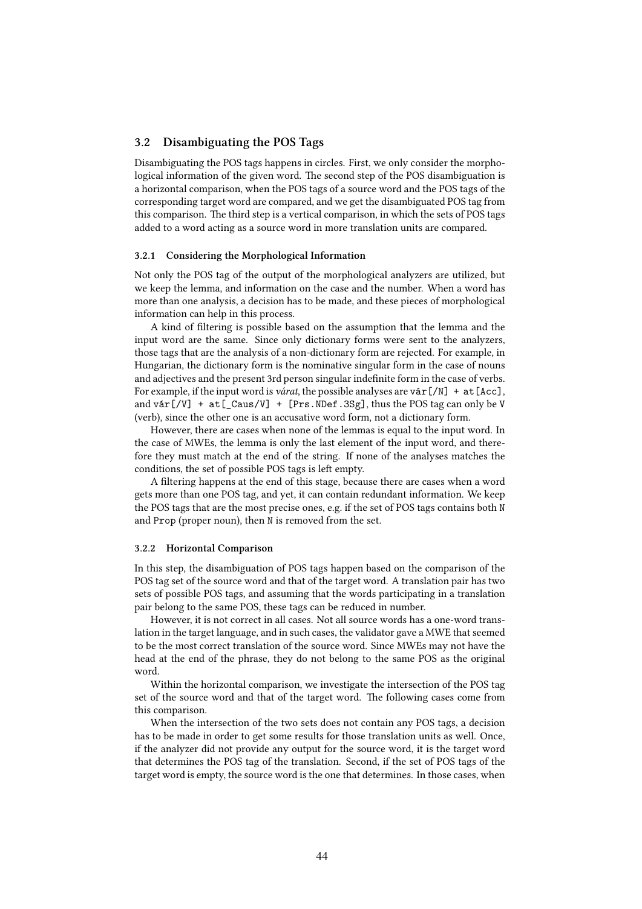### 3.2 Disambiguating the POS Tags

Disambiguating the POS tags happens in circles. First, we only consider the morphological information of the given word. The second step of the POS disambiguation is a horizontal comparison, when the POS tags of a source word and the POS tags of the corresponding target word are compared, and we get the disambiguated POS tag from this comparison. The third step is a vertical comparison, in which the sets of POS tags added to a word acting as a source word in more translation units are compared.

#### 3.2.1 Considering the Morphological Information

Not only the POS tag of the output of the morphological analyzers are utilized, but we keep the lemma, and information on the case and the number. When a word has more than one analysis, a decision has to be made, and these pieces of morphological information can help in this process.

A kind of filtering is possible based on the assumption that the lemma and the input word are the same. Since only dictionary forms were sent to the analyzers, those tags that are the analysis of a non-dictionary form are rejected. For example, in Hungarian, the dictionary form is the nominative singular form in the case of nouns and adjectives and the present 3rd person singular indefinite form in the case of verbs. For example, if the input word is *várat*, the possible analyses are `vár[/N] + at[Acc]`, and `vár[/V] + at[_Caus/V] + [Prs.NDef.3Sg]`, thus the POS tag can only be `V` (verb), since the other one is an accusative word form, not a dictionary form.

However, there are cases when none of the lemmas is equal to the input word. In the case of MWEs, the lemma is only the last element of the input word, and therefore they must match at the end of the string. If none of the analyses matches the conditions, the set of possible POS tags is left empty.

A filtering happens at the end of this stage, because there are cases when a word gets more than one POS tag, and yet, it can contain redundant information. We keep the POS tags that are the most precise ones, e.g. if the set of POS tags contains both `N` and `Prop` (proper noun), then `N` is removed from the set.

#### 3.2.2 Horizontal Comparison

In this step, the disambiguation of POS tags happen based on the comparison of the POS tag set of the source word and that of the target word. A translation pair has two sets of possible POS tags, and assuming that the words participating in a translation pair belong to the same POS, these tags can be reduced in number.

However, it is not correct in all cases. Not all source words has a one-word translation in the target language, and in such cases, the validator gave a MWE that seemed to be the most correct translation of the source word. Since MWEs may not have the head at the end of the phrase, they do not belong to the same POS as the original word.

Within the horizontal comparison, we investigate the intersection of the POS tag set of the source word and that of the target word. The following cases come from this comparison.

When the intersection of the two sets does not contain any POS tags, a decision has to be made in order to get some results for those translation units as well. Once, if the analyzer did not provide any output for the source word, it is the target word that determines the POS tag of the translation. Second, if the set of POS tags of the target word is empty, the source word is the one that determines. In those cases, when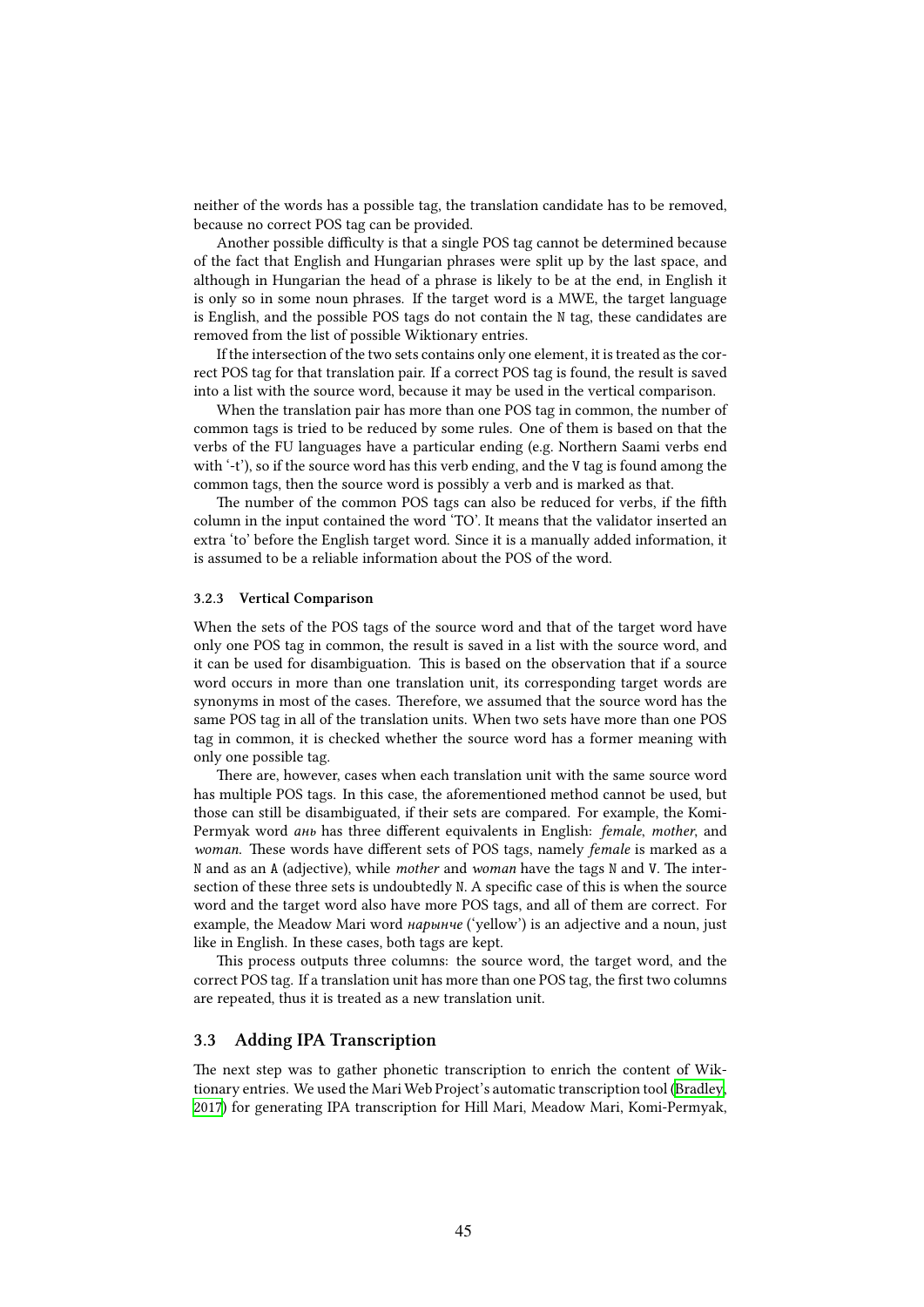neither of the words has a possible tag, the translation candidate has to be removed, because no correct POS tag can be provided.

Another possible difficulty is that a single POS tag cannot be determined because of the fact that English and Hungarian phrases were split up by the last space, and although in Hungarian the head of a phrase is likely to be at the end, in English it is only so in some noun phrases. If the target word is a MWE, the target language is English, and the possible POS tags do not contain the `N` tag, these candidates are removed from the list of possible Wiktionary entries.

If the intersection of the two sets contains only one element, it is treated as the correct POS tag for that translation pair. If a correct POS tag is found, the result is saved into a list with the source word, because it may be used in the vertical comparison.

When the translation pair has more than one POS tag in common, the number of common tags is tried to be reduced by some rules. One of them is based on that the verbs of the FU languages have a particular ending (e.g. Northern Saami verbs end with '-t'), so if the source word has this verb ending, and the `V` tag is found among the common tags, then the source word is possibly a verb and is marked as that.

The number of the common POS tags can also be reduced for verbs, if the fifth column in the input contained the word 'TO'. It means that the validator inserted an extra 'to' before the English target word. Since it is a manually added information, it is assumed to be a reliable information about the POS of the word.

#### 3.2.3 Vertical Comparison

When the sets of the POS tags of the source word and that of the target word have only one POS tag in common, the result is saved in a list with the source word, and it can be used for disambiguation. This is based on the observation that if a source word occurs in more than one translation unit, its corresponding target words are synonyms in most of the cases. Therefore, we assumed that the source word has the same POS tag in all of the translation units. When two sets have more than one POS tag in common, it is checked whether the source word has a former meaning with only one possible tag.

There are, however, cases when each translation unit with the same source word has multiple POS tags. In this case, the aforementioned method cannot be used, but those can still be disambiguated, if their sets are compared. For example, the Komi-Permyak word *ань* has three different equivalents in English: *female*, *mother*, and *woman.* These words have different sets of POS tags, namely *female* is marked as a `N` and as an `A` (adjective), while *mother* and *woman* have the tags `N` and `V`. The intersection of these three sets is undoubtedly `N`. A specific case of this is when the source word and the target word also have more POS tags, and all of them are correct. For example, the Meadow Mari word *нарынче* ('yellow') is an adjective and a noun, just like in English. In these cases, both tags are kept.

This process outputs three columns: the source word, the target word, and the correct POS tag. If a translation unit has more than one POS tag, the first two columns are repeated, thus it is treated as a new translation unit.

### 3.3 Adding IPA Transcription

The next step was to gather phonetic transcription to enrich the content of Wiktionary entries. We used the Mari Web Project's automatic transcription tool (Bradley, 2017) for generating IPA transcription for Hill Mari, Meadow Mari, Komi-Permyak,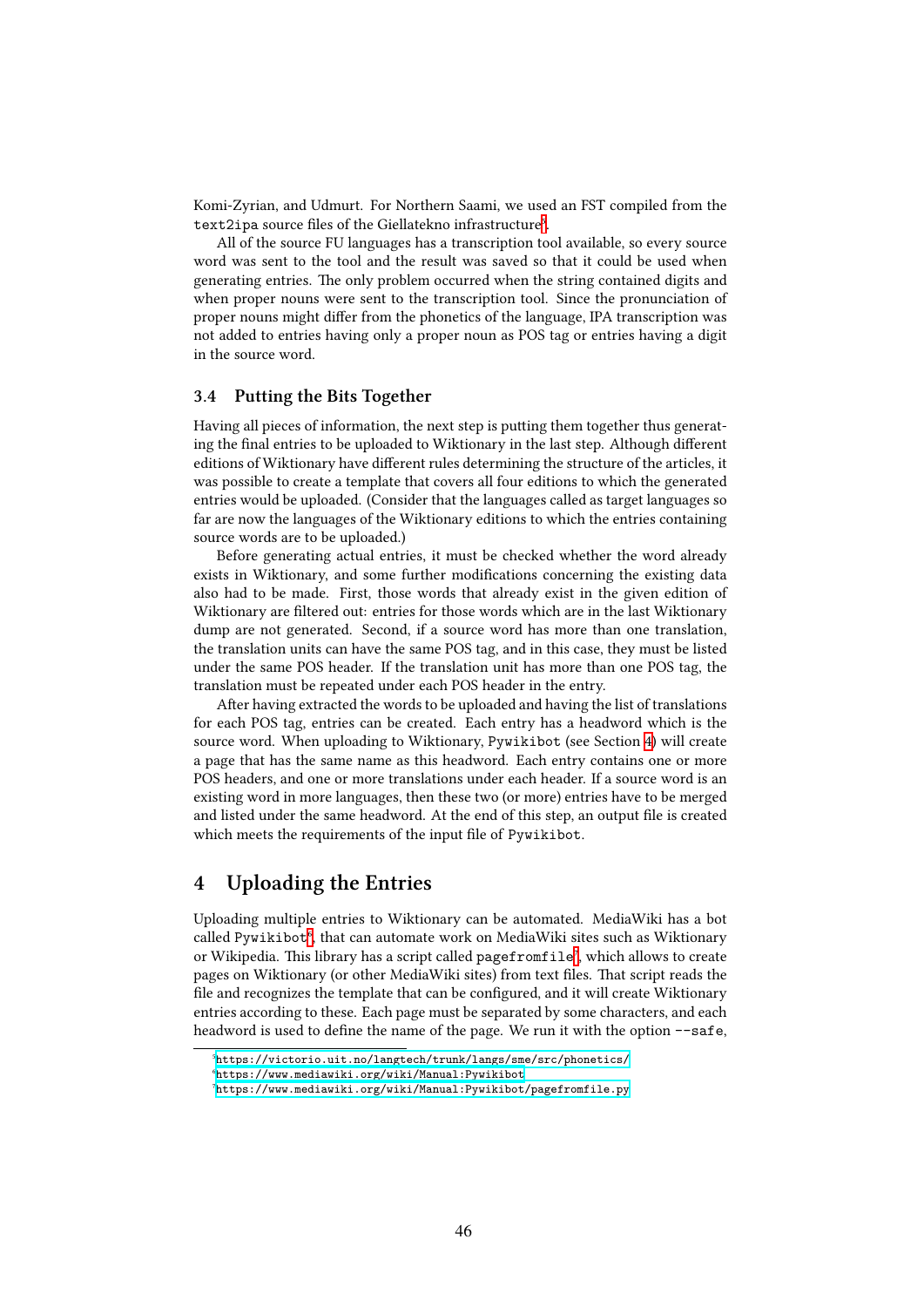Komi-Zyrian, and Udmurt. For Northern Saami, we used an FST compiled from the `text2ipa` source files of the Giellatekno infrastructure[5].

All of the source FU languages has a transcription tool available, so every source word was sent to the tool and the result was saved so that it could be used when generating entries. The only problem occurred when the string contained digits and when proper nouns were sent to the transcription tool. Since the pronunciation of proper nouns might differ from the phonetics of the language, IPA transcription was not added to entries having only a proper noun as POS tag or entries having a digit in the source word.

### 3.4 Putting the Bits Together

Having all pieces of information, the next step is putting them together thus generating the final entries to be uploaded to Wiktionary in the last step. Although different editions of Wiktionary have different rules determining the structure of the articles, it was possible to create a template that covers all four editions to which the generated entries would be uploaded. (Consider that the languages called as target languages so far are now the languages of the Wiktionary editions to which the entries containing source words are to be uploaded.)

Before generating actual entries, it must be checked whether the word already exists in Wiktionary, and some further modifications concerning the existing data also had to be made. First, those words that already exist in the given edition of Wiktionary are filtered out: entries for those words which are in the last Wiktionary dump are not generated. Second, if a source word has more than one translation, the translation units can have the same POS tag, and in this case, they must be listed under the same POS header. If the translation unit has more than one POS tag, the translation must be repeated under each POS header in the entry.

After having extracted the words to be uploaded and having the list of translations for each POS tag, entries can be created. Each entry has a headword which is the source word. When uploading to Wiktionary, `Pywikibot` (see Section 4) will create a page that has the same name as this headword. Each entry contains one or more POS headers, and one or more translations under each header. If a source word is an existing word in more languages, then these two (or more) entries have to be merged and listed under the same headword. At the end of this step, an output file is created which meets the requirements of the input file of `Pywikibot`.

## 4 Uploading the Entries

Uploading multiple entries to Wiktionary can be automated. MediaWiki has a bot called `Pywikibot`[6], that can automate work on MediaWiki sites such as Wiktionary or Wikipedia. This library has a script called `pagefromfile`[7], which allows to create pages on Wiktionary (or other MediaWiki sites) from text files. That script reads the file and recognizes the template that can be configured, and it will create Wiktionary entries according to these. Each page must be separated by some characters, and each headword is used to define the name of the page. We run it with the option `--safe`,

[5] https://victorio.uit.no/langtech/trunk/langs/sme/src/phonetics/

[6] https://www.mediawiki.org/wiki/Manual:Pywikibot

[7] https://www.mediawiki.org/wiki/Manual:Pywikibot/pagefromfile.py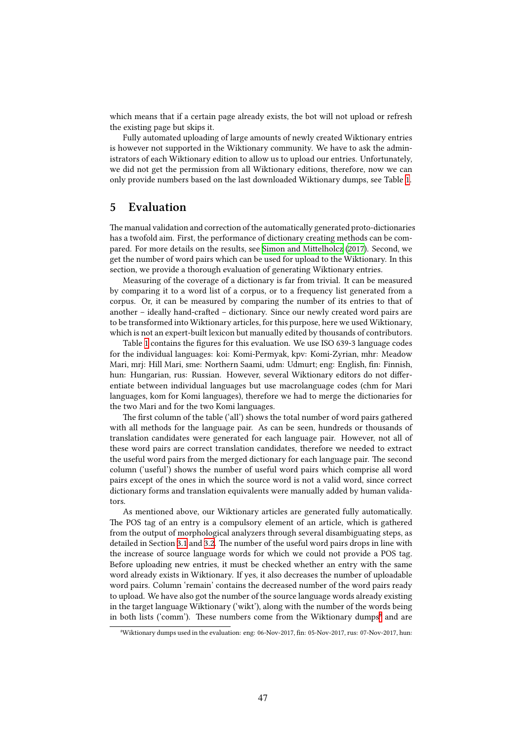which means that if a certain page already exists, the bot will not upload or refresh the existing page but skips it.

Fully automated uploading of large amounts of newly created Wiktionary entries is however not supported in the Wiktionary community. We have to ask the administrators of each Wiktionary edition to allow us to upload our entries. Unfortunately, we did not get the permission from all Wiktionary editions, therefore, now we can only provide numbers based on the last downloaded Wiktionary dumps, see Table 1.

## 5 Evaluation

The manual validation and correction of the automatically generated proto-dictionaries has a twofold aim. First, the performance of dictionary creating methods can be compared. For more details on the results, see Simon and Mittelholcz (2017). Second, we get the number of word pairs which can be used for upload to the Wiktionary. In this section, we provide a thorough evaluation of generating Wiktionary entries.

Measuring of the coverage of a dictionary is far from trivial. It can be measured by comparing it to a word list of a corpus, or to a frequency list generated from a corpus. Or, it can be measured by comparing the number of its entries to that of another – ideally hand-crafted – dictionary. Since our newly created word pairs are to be transformed into Wiktionary articles, for this purpose, here we used Wiktionary, which is not an expert-built lexicon but manually edited by thousands of contributors.

Table 1 contains the figures for this evaluation. We use ISO 639-3 language codes for the individual languages: koi: Komi-Permyak, kpv: Komi-Zyrian, mhr: Meadow Mari, mrj: Hill Mari, sme: Northern Saami, udm: Udmurt; eng: English, fin: Finnish, hun: Hungarian, rus: Russian. However, several Wiktionary editors do not differentiate between individual languages but use macrolanguage codes (chm for Mari languages, kom for Komi languages), therefore we had to merge the dictionaries for the two Mari and for the two Komi languages.

The first column of the table ('all') shows the total number of word pairs gathered with all methods for the language pair. As can be seen, hundreds or thousands of translation candidates were generated for each language pair. However, not all of these word pairs are correct translation candidates, therefore we needed to extract the useful word pairs from the merged dictionary for each language pair. The second column ('useful') shows the number of useful word pairs which comprise all word pairs except of the ones in which the source word is not a valid word, since correct dictionary forms and translation equivalents were manually added by human validators.

As mentioned above, our Wiktionary articles are generated fully automatically. The POS tag of an entry is a compulsory element of an article, which is gathered from the output of morphological analyzers through several disambiguating steps, as detailed in Section 3.1 and 3.2. The number of the useful word pairs drops in line with the increase of source language words for which we could not provide a POS tag. Before uploading new entries, it must be checked whether an entry with the same word already exists in Wiktionary. If yes, it also decreases the number of uploadable word pairs. Column 'remain' contains the decreased number of the word pairs ready to upload. We have also got the number of the source language words already existing in the target language Wiktionary ('wikt'), along with the number of the words being in both lists ('comm'). These numbers come from the Wiktionary dumps[8] and are

[8] Wiktionary dumps used in the evaluation: eng: 06-Nov-2017, fin: 05-Nov-2017, rus: 07-Nov-2017, hun: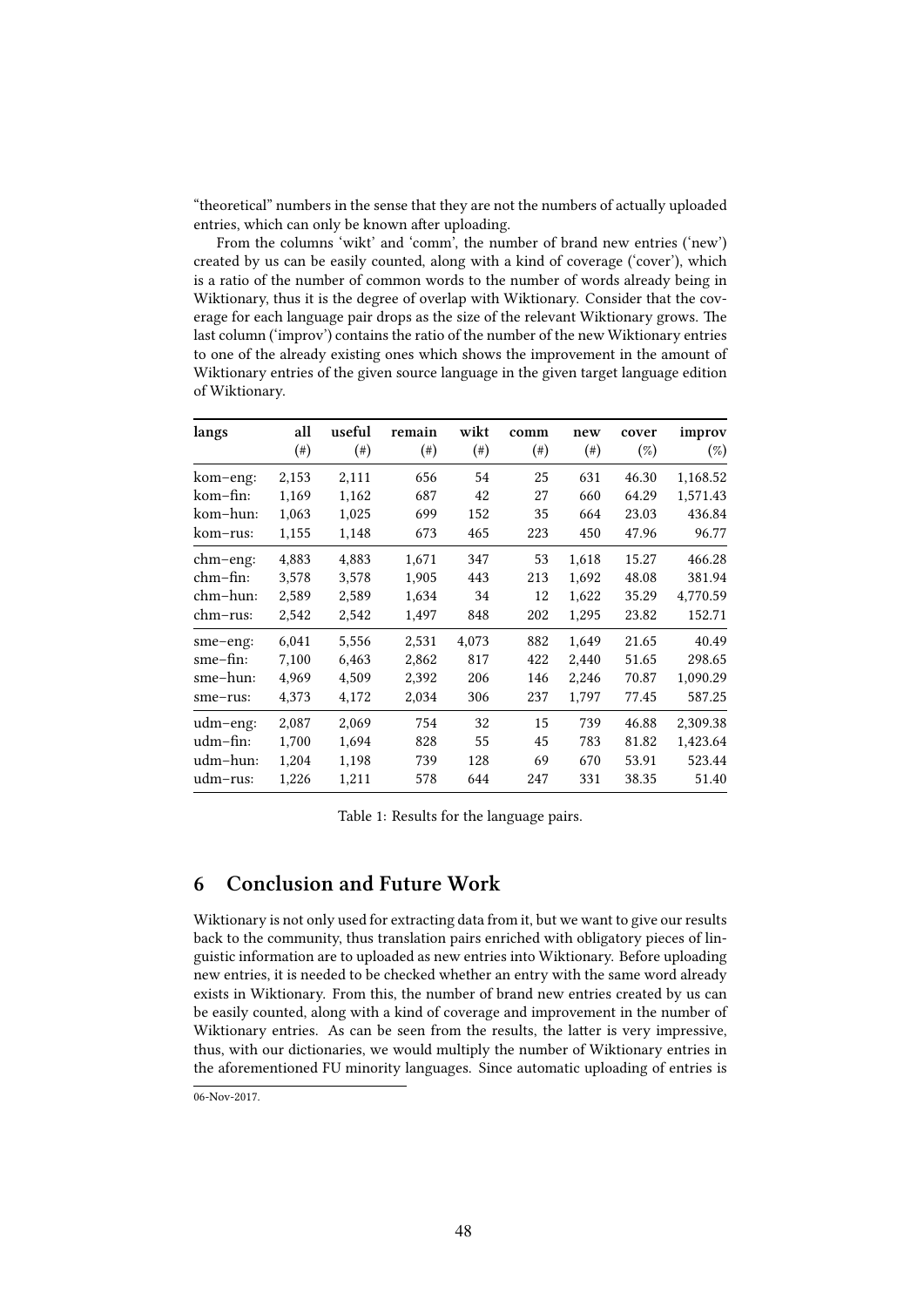"theoretical" numbers in the sense that they are not the numbers of actually uploaded entries, which can only be known after uploading.

From the columns 'wikt' and 'comm', the number of brand new entries ('new') created by us can be easily counted, along with a kind of coverage ('cover'), which is a ratio of the number of common words to the number of words already being in Wiktionary, thus it is the degree of overlap with Wiktionary. Consider that the coverage for each language pair drops as the size of the relevant Wiktionary grows. The last column ('improv') contains the ratio of the number of the new Wiktionary entries to one of the already existing ones which shows the improvement in the amount of Wiktionary entries of the given source language in the given target language edition of Wiktionary.

| langs | all (#) | useful (#) | remain (#) | wikt (#) | comm (#) | new (#) | cover (%) | improv (%) |
|---|---|---|---|---|---|---|---|---|
| kom–eng: | 2,153 | 2,111 | 656 | 54 | 25 | 631 | 46.30 | 1,168.52 |
| kom–fin: | 1,169 | 1,162 | 687 | 42 | 27 | 660 | 64.29 | 1,571.43 |
| kom–hun: | 1,063 | 1,025 | 699 | 152 | 35 | 664 | 23.03 | 436.84 |
| kom–rus: | 1,155 | 1,148 | 673 | 465 | 223 | 450 | 47.96 | 96.77 |
| chm–eng: | 4,883 | 4,883 | 1,671 | 347 | 53 | 1,618 | 15.27 | 466.28 |
| chm–fin: | 3,578 | 3,578 | 1,905 | 443 | 213 | 1,692 | 48.08 | 381.94 |
| chm–hun: | 2,589 | 2,589 | 1,634 | 34 | 12 | 1,622 | 35.29 | 4,770.59 |
| chm–rus: | 2,542 | 2,542 | 1,497 | 848 | 202 | 1,295 | 23.82 | 152.71 |
| sme–eng: | 6,041 | 5,556 | 2,531 | 4,073 | 882 | 1,649 | 21.65 | 40.49 |
| sme–fin: | 7,100 | 6,463 | 2,862 | 817 | 422 | 2,440 | 51.65 | 298.65 |
| sme–hun: | 4,969 | 4,509 | 2,392 | 206 | 146 | 2,246 | 70.87 | 1,090.29 |
| sme–rus: | 4,373 | 4,172 | 2,034 | 306 | 237 | 1,797 | 77.45 | 587.25 |
| udm–eng: | 2,087 | 2,069 | 754 | 32 | 15 | 739 | 46.88 | 2,309.38 |
| udm–fin: | 1,700 | 1,694 | 828 | 55 | 45 | 783 | 81.82 | 1,423.64 |
| udm–hun: | 1,204 | 1,198 | 739 | 128 | 69 | 670 | 53.91 | 523.44 |
| udm–rus: | 1,226 | 1,211 | 578 | 644 | 247 | 331 | 38.35 | 51.40 |

Table 1: Results for the language pairs.

## 6 Conclusion and Future Work

Wiktionary is not only used for extracting data from it, but we want to give our results back to the community, thus translation pairs enriched with obligatory pieces of linguistic information are to uploaded as new entries into Wiktionary. Before uploading new entries, it is needed to be checked whether an entry with the same word already exists in Wiktionary. From this, the number of brand new entries created by us can be easily counted, along with a kind of coverage and improvement in the number of Wiktionary entries. As can be seen from the results, the latter is very impressive, thus, with our dictionaries, we would multiply the number of Wiktionary entries in the aforementioned FU minority languages. Since automatic uploading of entries is

06-Nov-2017.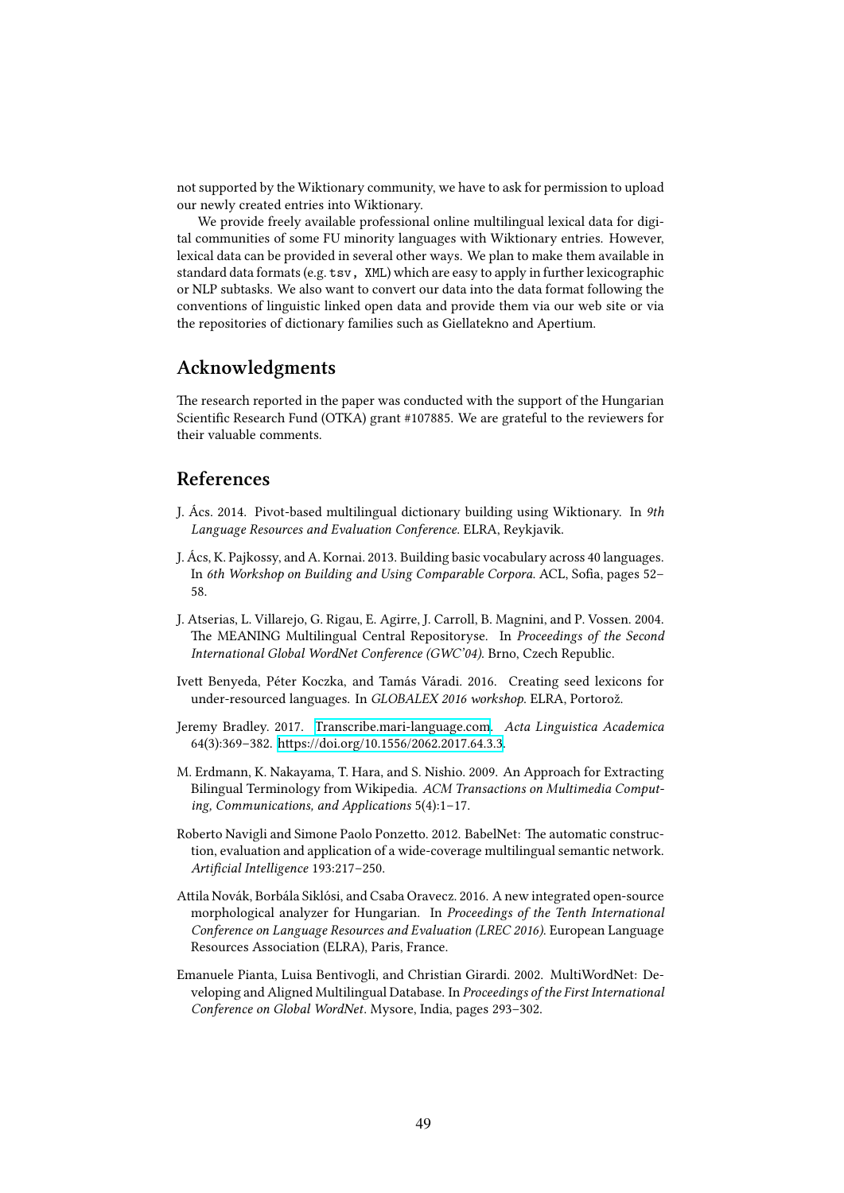not supported by the Wiktionary community, we have to ask for permission to upload our newly created entries into Wiktionary.

We provide freely available professional online multilingual lexical data for digital communities of some FU minority languages with Wiktionary entries. However, lexical data can be provided in several other ways. We plan to make them available in standard data formats (e.g. `tsv, XML`) which are easy to apply in further lexicographic or NLP subtasks. We also want to convert our data into the data format following the conventions of linguistic linked open data and provide them via our web site or via the repositories of dictionary families such as Giellatekno and Apertium.

## Acknowledgments

The research reported in the paper was conducted with the support of the Hungarian Scientific Research Fund (OTKA) grant #107885. We are grateful to the reviewers for their valuable comments.

## References

J. Ács. 2014. Pivot-based multilingual dictionary building using Wiktionary. In *9th Language Resources and Evaluation Conference*. ELRA, Reykjavik.

J. Ács, K. Pajkossy, and A. Kornai. 2013. Building basic vocabulary across 40 languages. In *6th Workshop on Building and Using Comparable Corpora*. ACL, Sofia, pages 52–58.

J. Atserias, L. Villarejo, G. Rigau, E. Agirre, J. Carroll, B. Magnini, and P. Vossen. 2004. The MEANING Multilingual Central Repositoryse. In *Proceedings of the Second International Global WordNet Conference (GWC'04)*. Brno, Czech Republic.

Ivett Benyeda, Péter Koczka, and Tamás Váradi. 2016. Creating seed lexicons for under-resourced languages. In *GLOBALEX 2016 workshop*. ELRA, Portorož.

Jeremy Bradley. 2017. Transcribe.mari-language.com. *Acta Linguistica Academica* 64(3):369–382. https://doi.org/10.1556/2062.2017.64.3.3.

M. Erdmann, K. Nakayama, T. Hara, and S. Nishio. 2009. An Approach for Extracting Bilingual Terminology from Wikipedia. *ACM Transactions on Multimedia Computing, Communications, and Applications* 5(4):1–17.

Roberto Navigli and Simone Paolo Ponzetto. 2012. BabelNet: The automatic construction, evaluation and application of a wide-coverage multilingual semantic network. *Artificial Intelligence* 193:217–250.

Attila Novák, Borbála Siklósi, and Csaba Oravecz. 2016. A new integrated open-source morphological analyzer for Hungarian. In *Proceedings of the Tenth International Conference on Language Resources and Evaluation (LREC 2016)*. European Language Resources Association (ELRA), Paris, France.

Emanuele Pianta, Luisa Bentivogli, and Christian Girardi. 2002. MultiWordNet: Developing and Aligned Multilingual Database. In *Proceedings of the First International Conference on Global WordNet*. Mysore, India, pages 293–302.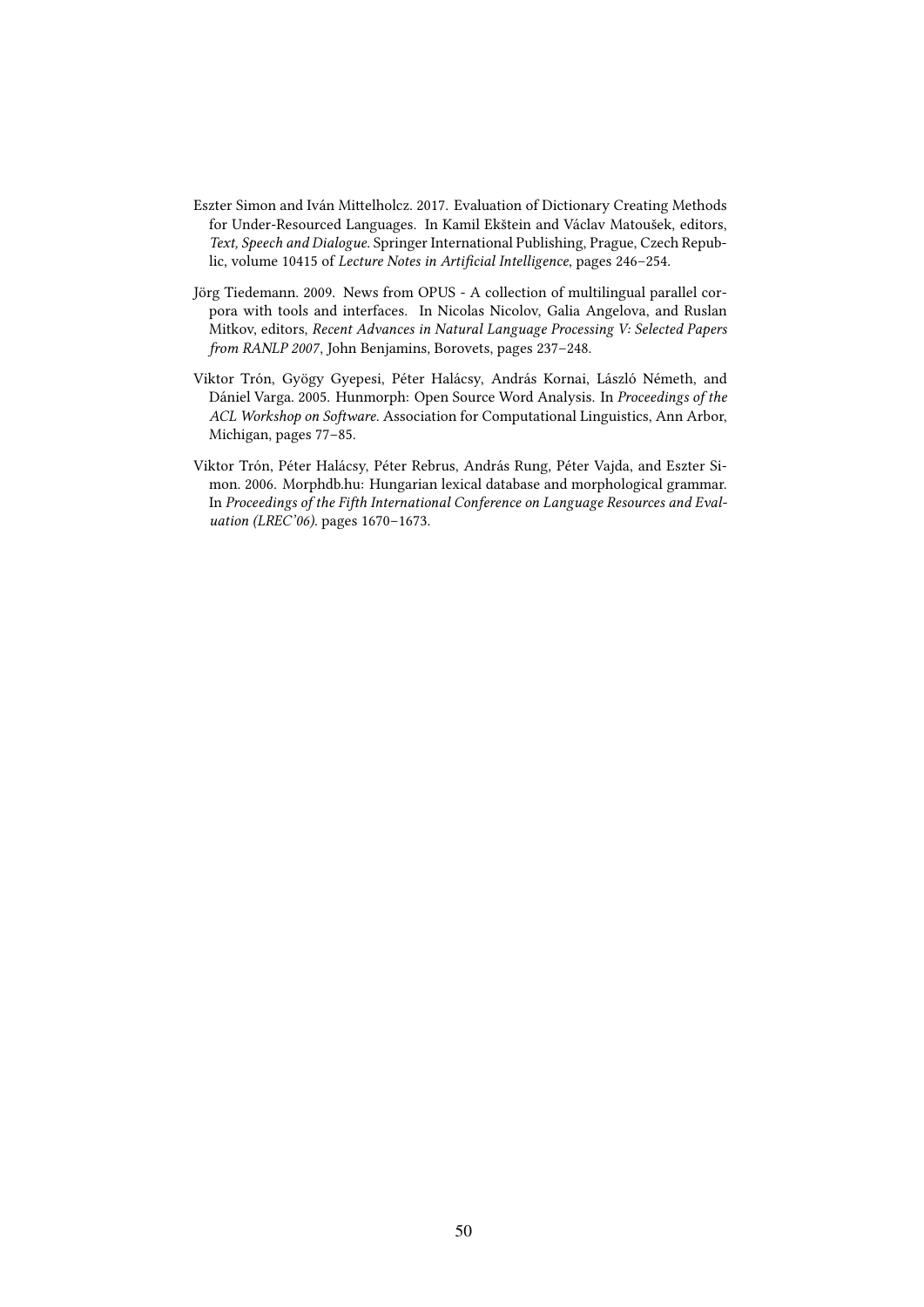Eszter Simon and Iván Mittelholcz. 2017. Evaluation of Dictionary Creating Methods for Under-Resourced Languages. In Kamil Ekštein and Václav Matoušek, editors, *Text, Speech and Dialogue*. Springer International Publishing, Prague, Czech Republic, volume 10415 of *Lecture Notes in Artificial Intelligence*, pages 246–254.

Jörg Tiedemann. 2009. News from OPUS - A collection of multilingual parallel corpora with tools and interfaces. In Nicolas Nicolov, Galia Angelova, and Ruslan Mitkov, editors, *Recent Advances in Natural Language Processing V: Selected Papers from RANLP 2007*, John Benjamins, Borovets, pages 237–248.

Viktor Trón, Gyögy Gyepesi, Péter Halácsy, András Kornai, László Németh, and Dániel Varga. 2005. Hunmorph: Open Source Word Analysis. In *Proceedings of the ACL Workshop on Software*. Association for Computational Linguistics, Ann Arbor, Michigan, pages 77–85.

Viktor Trón, Péter Halácsy, Péter Rebrus, András Rung, Péter Vajda, and Eszter Simon. 2006. Morphdb.hu: Hungarian lexical database and morphological grammar. In *Proceedings of the Fifth International Conference on Language Resources and Evaluation (LREC'06)*. pages 1670–1673.